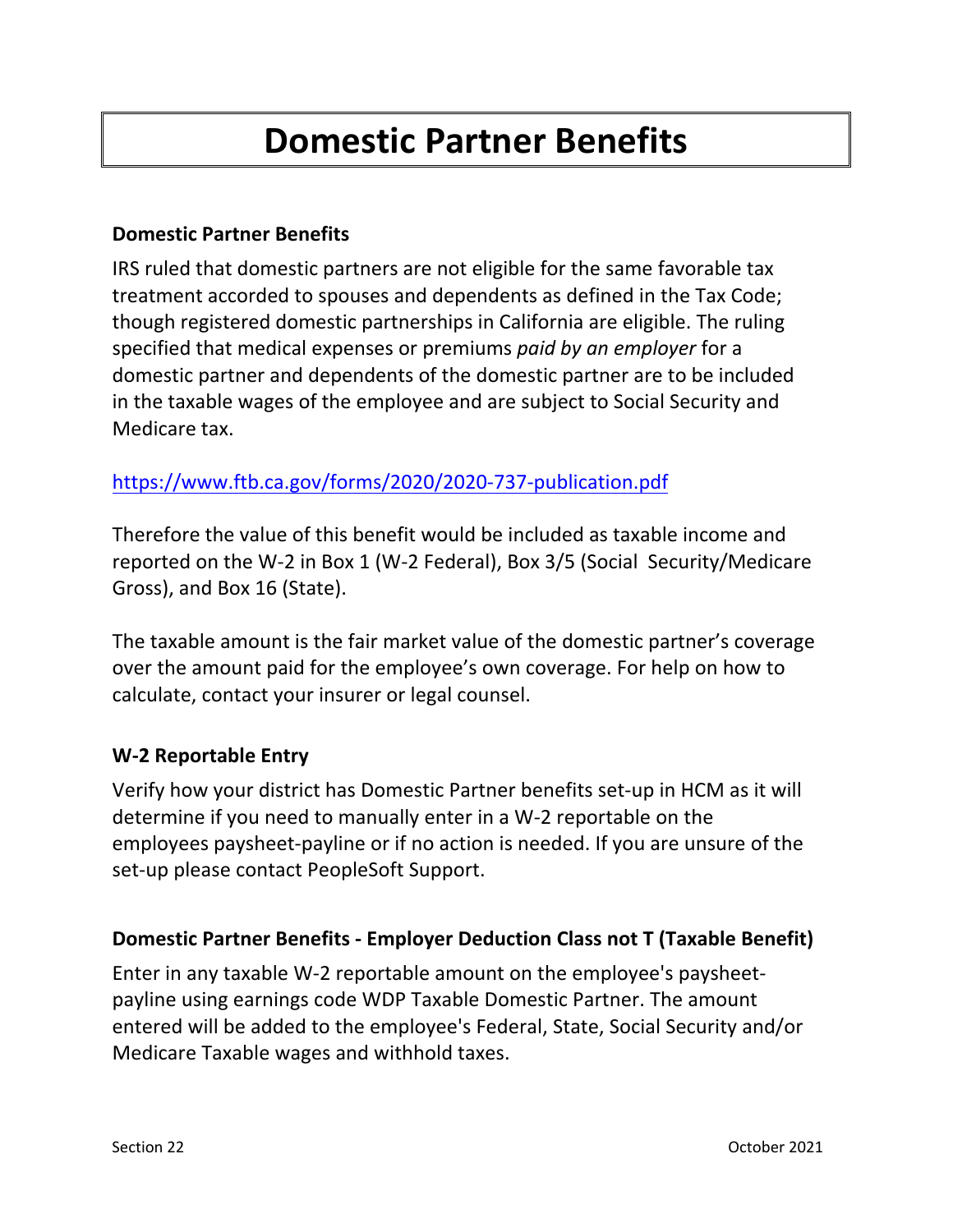# Domestic Partner Benefits

### Domestic Partner Benefits

IRS ruled that domestic partners are not eligible for the same favorable tax treatment accorded to spouses and dependents as defined in the Tax Code; though registered domestic partnerships in California are eligible. The ruling specified that medical expenses or premiums *paid by an employer* for a domestic partner and dependents of the domestic partner are to be included in the taxable wages of the employee and are subject to Social Security and Medicare tax.

https://www.ftb.ca.gov/forms/2020/2020-737-publication.pdf

Therefore the value of this benefit would be included as taxable income and reported on the W-2 in Box 1 (W-2 Federal), Box 3/5 (Social Security/Medicare Gross), and Box 16 (State).

The taxable amount is the fair market value of the domestic partner's coverage over the amount paid for the employee's own coverage. For help on how to calculate, contact your insurer or legal counsel.

### W-2 Reportable Entry

Verify how your district has Domestic Partner benefits set-up in HCM as it will determine if you need to manually enter in a W-2 reportable on the employees paysheet-payline or if no action is needed. If you are unsure of the set-up please contact PeopleSoft Support.

### Domestic Partner Benefits - Employer Deduction Class not T (Taxable Benefit)

Enter in any taxable W-2 reportable amount on the employee's paysheet-payline using earnings code WDP Taxable Domestic Partner. The amount entered will be added to the employee's Federal, State, Social Security and/or Medicare Taxable wages and withhold taxes.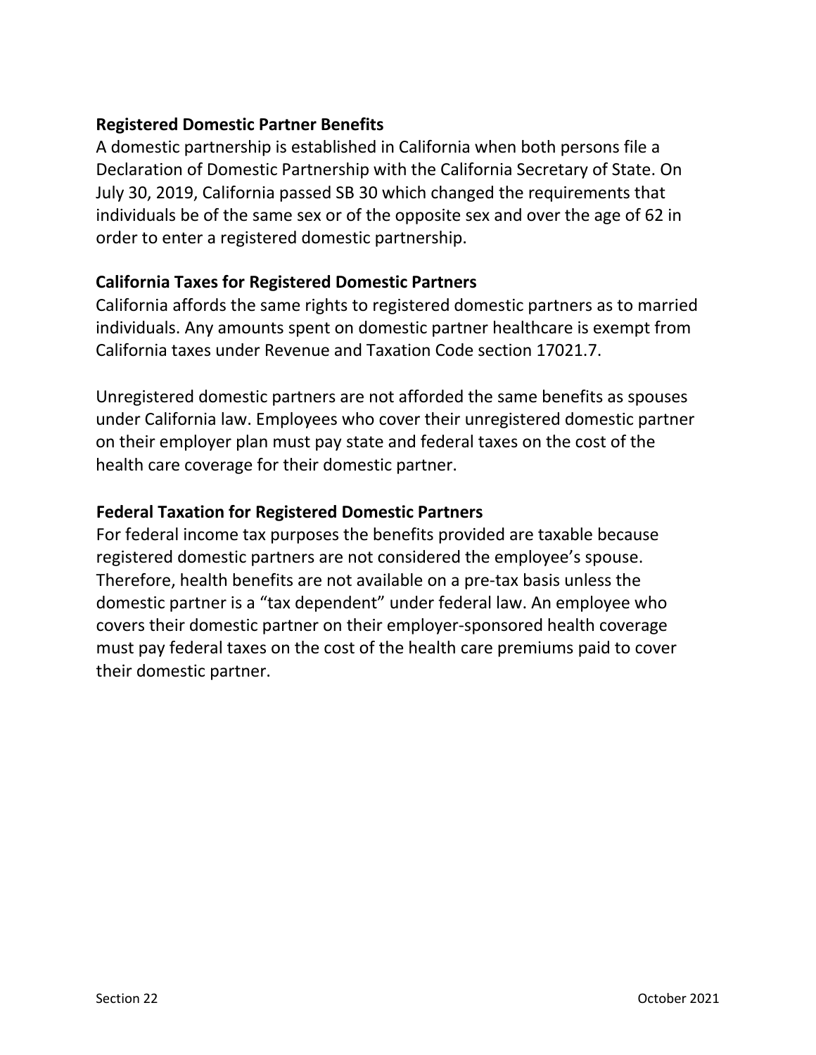## Registered Domestic Partner Benefits

A domestic partnership is established in California when both persons file a Declaration of Domestic Partnership with the California Secretary of State. On July 30, 2019, California passed SB 30 which changed the requirements that individuals be of the same sex or of the opposite sex and over the age of 62 in order to enter a registered domestic partnership.

## California Taxes for Registered Domestic Partners

California affords the same rights to registered domestic partners as to married individuals. Any amounts spent on domestic partner healthcare is exempt from California taxes under Revenue and Taxation Code section 17021.7.

Unregistered domestic partners are not afforded the same benefits as spouses under California law. Employees who cover their unregistered domestic partner on their employer plan must pay state and federal taxes on the cost of the health care coverage for their domestic partner.

## Federal Taxation for Registered Domestic Partners

For federal income tax purposes the benefits provided are taxable because registered domestic partners are not considered the employee's spouse. Therefore, health benefits are not available on a pre-tax basis unless the domestic partner is a "tax dependent" under federal law. An employee who covers their domestic partner on their employer-sponsored health coverage must pay federal taxes on the cost of the health care premiums paid to cover their domestic partner.